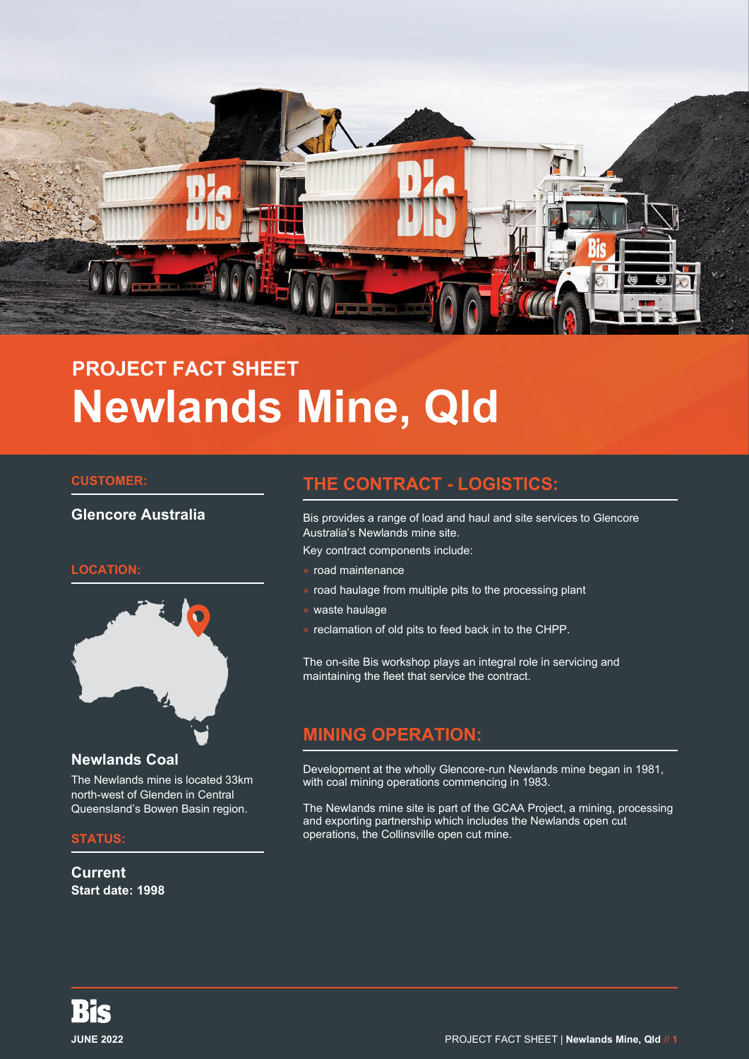PROJECT FACT SHEET

# Newlands Mine, Qld

## CUSTOMER:

**Glencore Australia**

## LOCATION:

### Newlands Coal

The Newlands mine is located 33km north-west of Glenden in Central Queensland's Bowen Basin region.

## STATUS:

**Current**
**Start date: 1998**

## THE CONTRACT - LOGISTICS:

Bis provides a range of load and haul and site services to Glencore Australia's Newlands mine site.

Key contract components include:

- road maintenance
- road haulage from multiple pits to the processing plant
- waste haulage
- reclamation of old pits to feed back in to the CHPP.

The on-site Bis workshop plays an integral role in servicing and maintaining the fleet that service the contract.

## MINING OPERATION:

Development at the wholly Glencore-run Newlands mine began in 1981, with coal mining operations commencing in 1983.

The Newlands mine site is part of the GCAA Project, a mining, processing and exporting partnership which includes the Newlands open cut operations, the Collinsville open cut mine.

**JUNE 2022**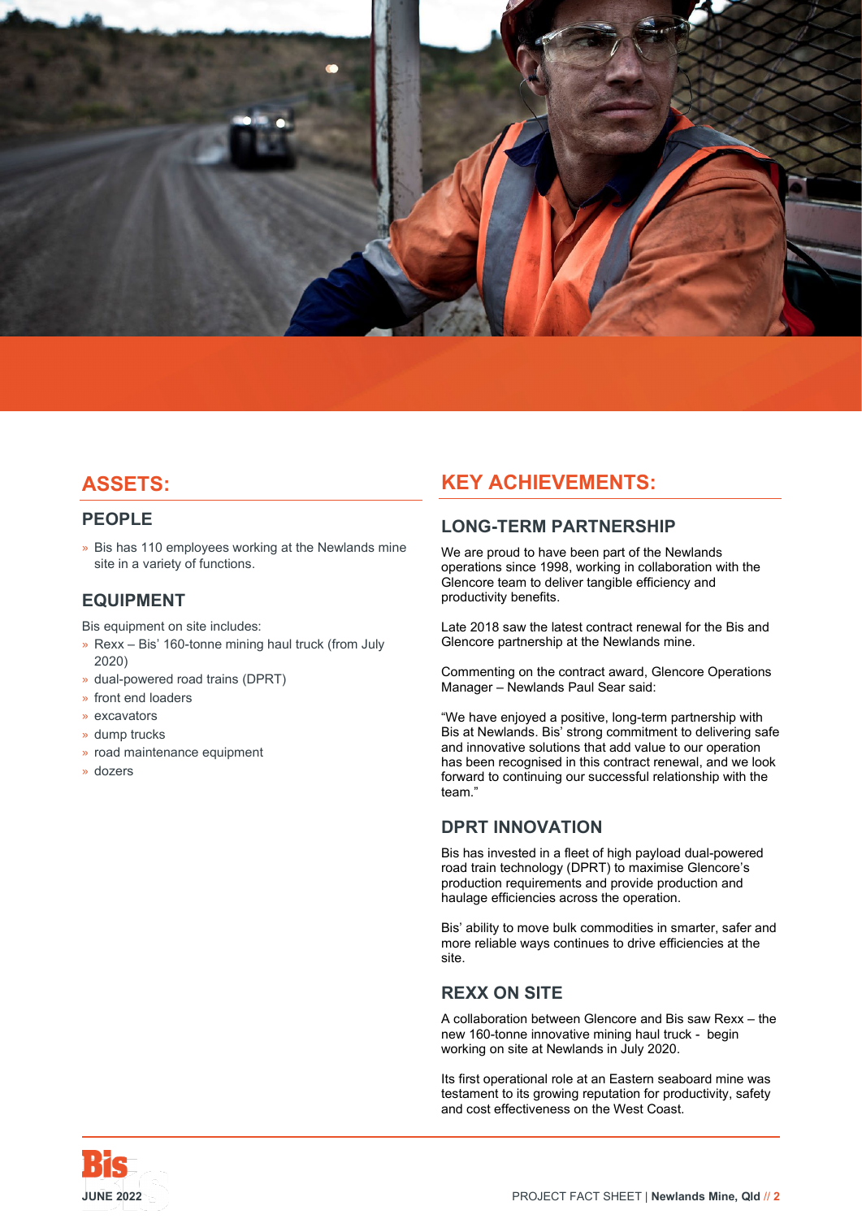## ASSETS:

### PEOPLE

- Bis has 110 employees working at the Newlands mine site in a variety of functions.

### EQUIPMENT

Bis equipment on site includes:

- Rexx – Bis' 160-tonne mining haul truck (from July 2020)
- dual-powered road trains (DPRT)
- front end loaders
- excavators
- dump trucks
- road maintenance equipment
- dozers

## KEY ACHIEVEMENTS:

### LONG-TERM PARTNERSHIP

We are proud to have been part of the Newlands operations since 1998, working in collaboration with the Glencore team to deliver tangible efficiency and productivity benefits.

Late 2018 saw the latest contract renewal for the Bis and Glencore partnership at the Newlands mine.

Commenting on the contract award, Glencore Operations Manager – Newlands Paul Sear said:

"We have enjoyed a positive, long-term partnership with Bis at Newlands. Bis' strong commitment to delivering safe and innovative solutions that add value to our operation has been recognised in this contract renewal, and we look forward to continuing our successful relationship with the team."

### DPRT INNOVATION

Bis has invested in a fleet of high payload dual-powered road train technology (DPRT) to maximise Glencore's production requirements and provide production and haulage efficiencies across the operation.

Bis' ability to move bulk commodities in smarter, safer and more reliable ways continues to drive efficiencies at the site.

### REXX ON SITE

A collaboration between Glencore and Bis saw Rexx – the new 160-tonne innovative mining haul truck - begin working on site at Newlands in July 2020.

Its first operational role at an Eastern seaboard mine was testament to its growing reputation for productivity, safety and cost effectiveness on the West Coast.